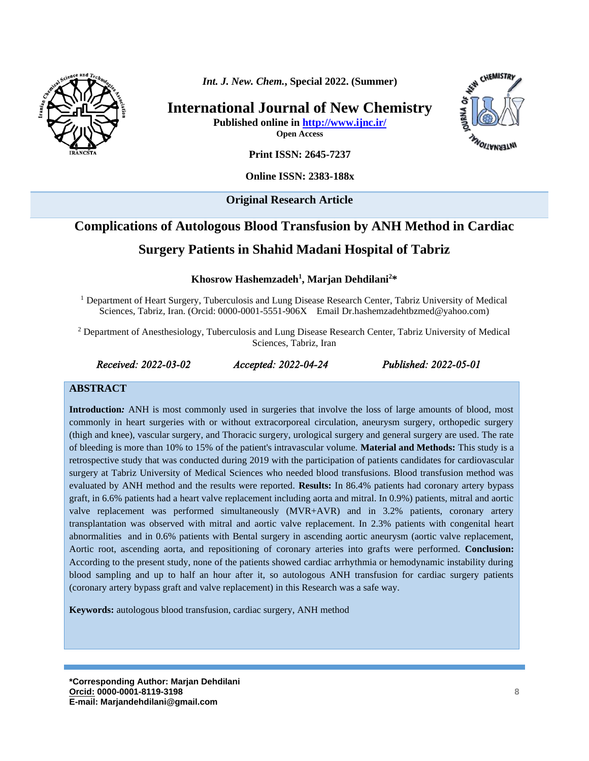**International Journal of New Chemistry**

**Published online in http://www.ijnc.ir/**

**Open Access**

**Print ISSN: 2645-7237**

**Online ISSN: 2383-188x**

**Original Research Article**

# Complications of Autologous Blood Transfusion by ANH Method in Cardiac Surgery Patients in Shahid Madani Hospital of Tabriz

**Khosrow Hashemzadeh[1], Marjan Dehdilani[2]***

[1] Department of Heart Surgery, Tuberculosis and Lung Disease Research Center, Tabriz University of Medical Sciences, Tabriz, Iran. (Orcid: 0000-0001-5551-906X Email Dr.hashemzadehtbzmed@yahoo.com)

[2] Department of Anesthesiology, Tuberculosis and Lung Disease Research Center, Tabriz University of Medical Sciences, Tabriz, Iran

*Received: 2022-03-02* *Accepted: 2022-04-24* *Published: 2022-05-01*

## ABSTRACT

**Introduction:** ANH is most commonly used in surgeries that involve the loss of large amounts of blood, most commonly in heart surgeries with or without extracorporeal circulation, aneurysm surgery, orthopedic surgery (thigh and knee), vascular surgery, and Thoracic surgery, urological surgery and general surgery are used. The rate of bleeding is more than 10% to 15% of the patient's intravascular volume. **Material and Methods:** This study is a retrospective study that was conducted during 2019 with the participation of patients candidates for cardiovascular surgery at Tabriz University of Medical Sciences who needed blood transfusions. Blood transfusion method was evaluated by ANH method and the results were reported. **Results:** In 86.4% patients had coronary artery bypass graft, in 6.6% patients had a heart valve replacement including aorta and mitral. In 0.9%) patients, mitral and aortic valve replacement was performed simultaneously (MVR+AVR) and in 3.2% patients, coronary artery transplantation was observed with mitral and aortic valve replacement. In 2.3% patients with congenital heart abnormalities and in 0.6% patients with Bental surgery in ascending aortic aneurysm (aortic valve replacement, Aortic root, ascending aorta, and repositioning of coronary arteries into grafts were performed. **Conclusion:** According to the present study, none of the patients showed cardiac arrhythmia or hemodynamic instability during blood sampling and up to half an hour after it, so autologous ANH transfusion for cardiac surgery patients (coronary artery bypass graft and valve replacement) in this Research was a safe way.

**Keywords:** autologous blood transfusion, cardiac surgery, ANH method

**\*Corresponding Author: Marjan Dehdilani**
**Orcid: 0000-0001-8119-3198**
**E-mail: Marjandehdilani@gmail.com**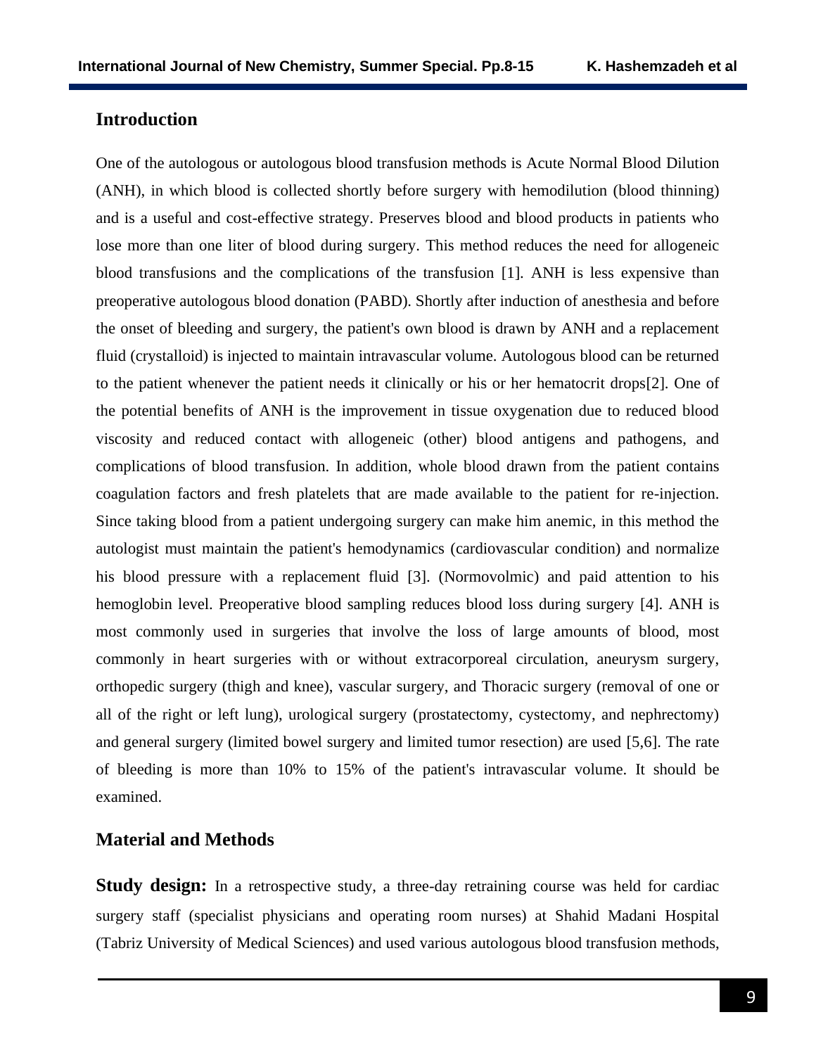## Introduction

One of the autologous or autologous blood transfusion methods is Acute Normal Blood Dilution (ANH), in which blood is collected shortly before surgery with hemodilution (blood thinning) and is a useful and cost-effective strategy. Preserves blood and blood products in patients who lose more than one liter of blood during surgery. This method reduces the need for allogeneic blood transfusions and the complications of the transfusion [1]. ANH is less expensive than preoperative autologous blood donation (PABD). Shortly after induction of anesthesia and before the onset of bleeding and surgery, the patient's own blood is drawn by ANH and a replacement fluid (crystalloid) is injected to maintain intravascular volume. Autologous blood can be returned to the patient whenever the patient needs it clinically or his or her hematocrit drops[2]. One of the potential benefits of ANH is the improvement in tissue oxygenation due to reduced blood viscosity and reduced contact with allogeneic (other) blood antigens and pathogens, and complications of blood transfusion. In addition, whole blood drawn from the patient contains coagulation factors and fresh platelets that are made available to the patient for re-injection. Since taking blood from a patient undergoing surgery can make him anemic, in this method the autologist must maintain the patient's hemodynamics (cardiovascular condition) and normalize his blood pressure with a replacement fluid [3]. (Normovolmic) and paid attention to his hemoglobin level. Preoperative blood sampling reduces blood loss during surgery [4]. ANH is most commonly used in surgeries that involve the loss of large amounts of blood, most commonly in heart surgeries with or without extracorporeal circulation, aneurysm surgery, orthopedic surgery (thigh and knee), vascular surgery, and Thoracic surgery (removal of one or all of the right or left lung), urological surgery (prostatectomy, cystectomy, and nephrectomy) and general surgery (limited bowel surgery and limited tumor resection) are used [5,6]. The rate of bleeding is more than 10% to 15% of the patient's intravascular volume. It should be examined.

## Material and Methods

**Study design:** In a retrospective study, a three-day retraining course was held for cardiac surgery staff (specialist physicians and operating room nurses) at Shahid Madani Hospital (Tabriz University of Medical Sciences) and used various autologous blood transfusion methods,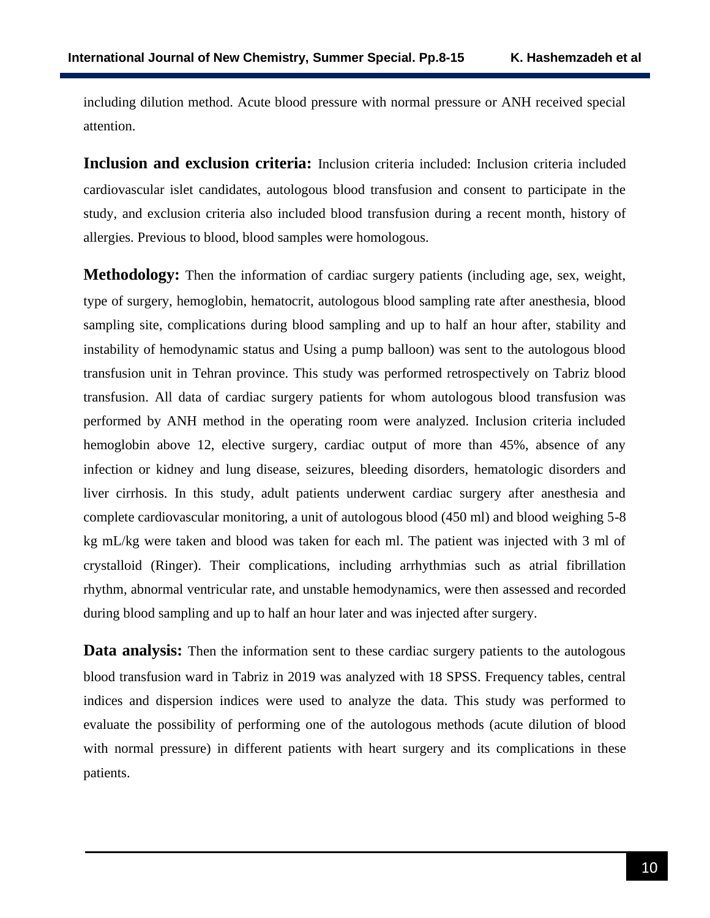including dilution method. Acute blood pressure with normal pressure or ANH received special attention.

**Inclusion and exclusion criteria:** Inclusion criteria included: Inclusion criteria included cardiovascular islet candidates, autologous blood transfusion and consent to participate in the study, and exclusion criteria also included blood transfusion during a recent month, history of allergies. Previous to blood, blood samples were homologous.

**Methodology:** Then the information of cardiac surgery patients (including age, sex, weight, type of surgery, hemoglobin, hematocrit, autologous blood sampling rate after anesthesia, blood sampling site, complications during blood sampling and up to half an hour after, stability and instability of hemodynamic status and Using a pump balloon) was sent to the autologous blood transfusion unit in Tehran province. This study was performed retrospectively on Tabriz blood transfusion. All data of cardiac surgery patients for whom autologous blood transfusion was performed by ANH method in the operating room were analyzed. Inclusion criteria included hemoglobin above 12, elective surgery, cardiac output of more than 45%, absence of any infection or kidney and lung disease, seizures, bleeding disorders, hematologic disorders and liver cirrhosis. In this study, adult patients underwent cardiac surgery after anesthesia and complete cardiovascular monitoring, a unit of autologous blood (450 ml) and blood weighing 5-8 kg mL/kg were taken and blood was taken for each ml. The patient was injected with 3 ml of crystalloid (Ringer). Their complications, including arrhythmias such as atrial fibrillation rhythm, abnormal ventricular rate, and unstable hemodynamics, were then assessed and recorded during blood sampling and up to half an hour later and was injected after surgery.

**Data analysis:** Then the information sent to these cardiac surgery patients to the autologous blood transfusion ward in Tabriz in 2019 was analyzed with 18 SPSS. Frequency tables, central indices and dispersion indices were used to analyze the data. This study was performed to evaluate the possibility of performing one of the autologous methods (acute dilution of blood with normal pressure) in different patients with heart surgery and its complications in these patients.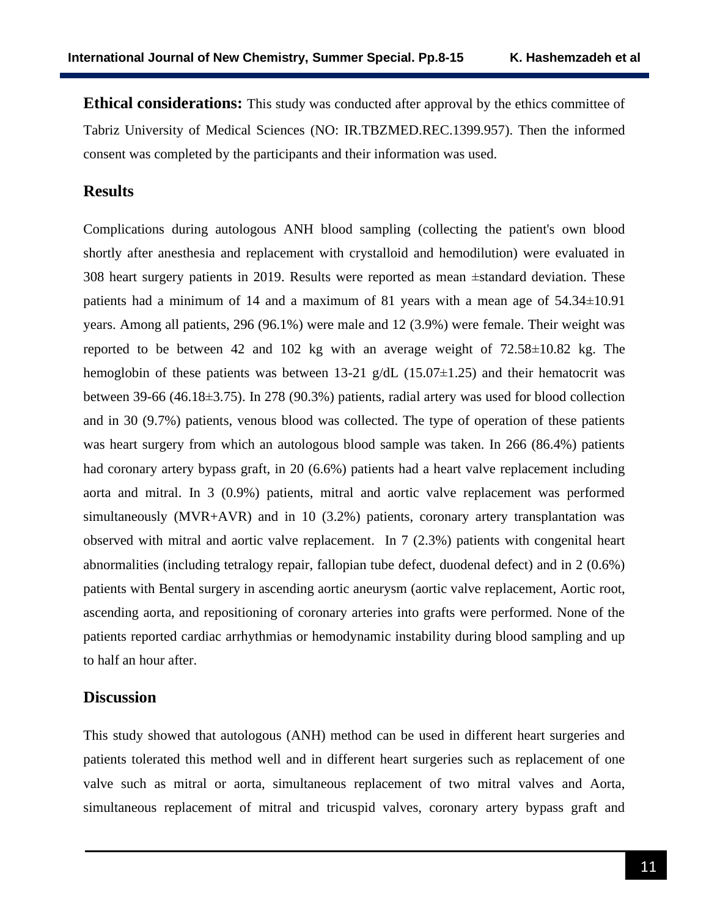**Ethical considerations:** This study was conducted after approval by the ethics committee of Tabriz University of Medical Sciences (NO: IR.TBZMED.REC.1399.957). Then the informed consent was completed by the participants and their information was used.

## Results

Complications during autologous ANH blood sampling (collecting the patient's own blood shortly after anesthesia and replacement with crystalloid and hemodilution) were evaluated in 308 heart surgery patients in 2019. Results were reported as mean ±standard deviation. These patients had a minimum of 14 and a maximum of 81 years with a mean age of 54.34±10.91 years. Among all patients, 296 (96.1%) were male and 12 (3.9%) were female. Their weight was reported to be between 42 and 102 kg with an average weight of 72.58±10.82 kg. The hemoglobin of these patients was between 13-21 g/dL (15.07±1.25) and their hematocrit was between 39-66 (46.18±3.75). In 278 (90.3%) patients, radial artery was used for blood collection and in 30 (9.7%) patients, venous blood was collected. The type of operation of these patients was heart surgery from which an autologous blood sample was taken. In 266 (86.4%) patients had coronary artery bypass graft, in 20 (6.6%) patients had a heart valve replacement including aorta and mitral. In 3 (0.9%) patients, mitral and aortic valve replacement was performed simultaneously (MVR+AVR) and in 10 (3.2%) patients, coronary artery transplantation was observed with mitral and aortic valve replacement. In 7 (2.3%) patients with congenital heart abnormalities (including tetralogy repair, fallopian tube defect, duodenal defect) and in 2 (0.6%) patients with Bental surgery in ascending aortic aneurysm (aortic valve replacement, Aortic root, ascending aorta, and repositioning of coronary arteries into grafts were performed. None of the patients reported cardiac arrhythmias or hemodynamic instability during blood sampling and up to half an hour after.

## Discussion

This study showed that autologous (ANH) method can be used in different heart surgeries and patients tolerated this method well and in different heart surgeries such as replacement of one valve such as mitral or aorta, simultaneous replacement of two mitral valves and Aorta, simultaneous replacement of mitral and tricuspid valves, coronary artery bypass graft and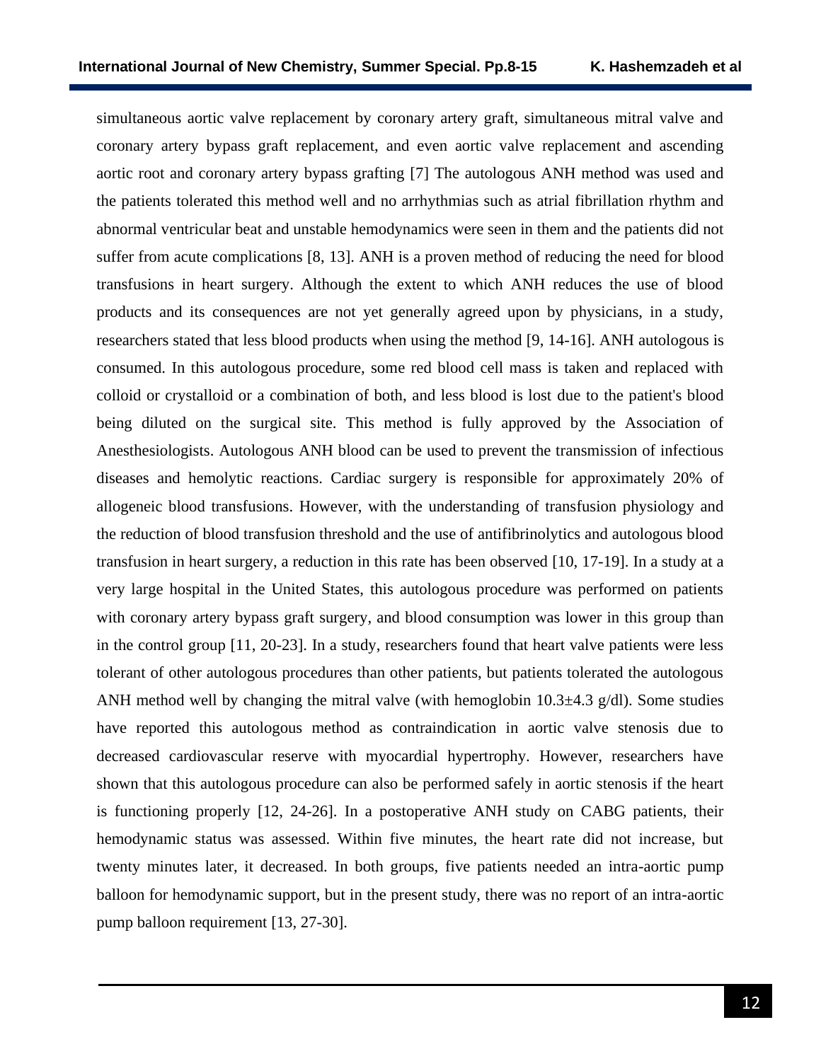simultaneous aortic valve replacement by coronary artery graft, simultaneous mitral valve and coronary artery bypass graft replacement, and even aortic valve replacement and ascending aortic root and coronary artery bypass grafting [7] The autologous ANH method was used and the patients tolerated this method well and no arrhythmias such as atrial fibrillation rhythm and abnormal ventricular beat and unstable hemodynamics were seen in them and the patients did not suffer from acute complications [8, 13]. ANH is a proven method of reducing the need for blood transfusions in heart surgery. Although the extent to which ANH reduces the use of blood products and its consequences are not yet generally agreed upon by physicians, in a study, researchers stated that less blood products when using the method [9, 14-16]. ANH autologous is consumed. In this autologous procedure, some red blood cell mass is taken and replaced with colloid or crystalloid or a combination of both, and less blood is lost due to the patient's blood being diluted on the surgical site. This method is fully approved by the Association of Anesthesiologists. Autologous ANH blood can be used to prevent the transmission of infectious diseases and hemolytic reactions. Cardiac surgery is responsible for approximately 20% of allogeneic blood transfusions. However, with the understanding of transfusion physiology and the reduction of blood transfusion threshold and the use of antifibrinolytics and autologous blood transfusion in heart surgery, a reduction in this rate has been observed [10, 17-19]. In a study at a very large hospital in the United States, this autologous procedure was performed on patients with coronary artery bypass graft surgery, and blood consumption was lower in this group than in the control group [11, 20-23]. In a study, researchers found that heart valve patients were less tolerant of other autologous procedures than other patients, but patients tolerated the autologous ANH method well by changing the mitral valve (with hemoglobin 10.3±4.3 g/dl). Some studies have reported this autologous method as contraindication in aortic valve stenosis due to decreased cardiovascular reserve with myocardial hypertrophy. However, researchers have shown that this autologous procedure can also be performed safely in aortic stenosis if the heart is functioning properly [12, 24-26]. In a postoperative ANH study on CABG patients, their hemodynamic status was assessed. Within five minutes, the heart rate did not increase, but twenty minutes later, it decreased. In both groups, five patients needed an intra-aortic pump balloon for hemodynamic support, but in the present study, there was no report of an intra-aortic pump balloon requirement [13, 27-30].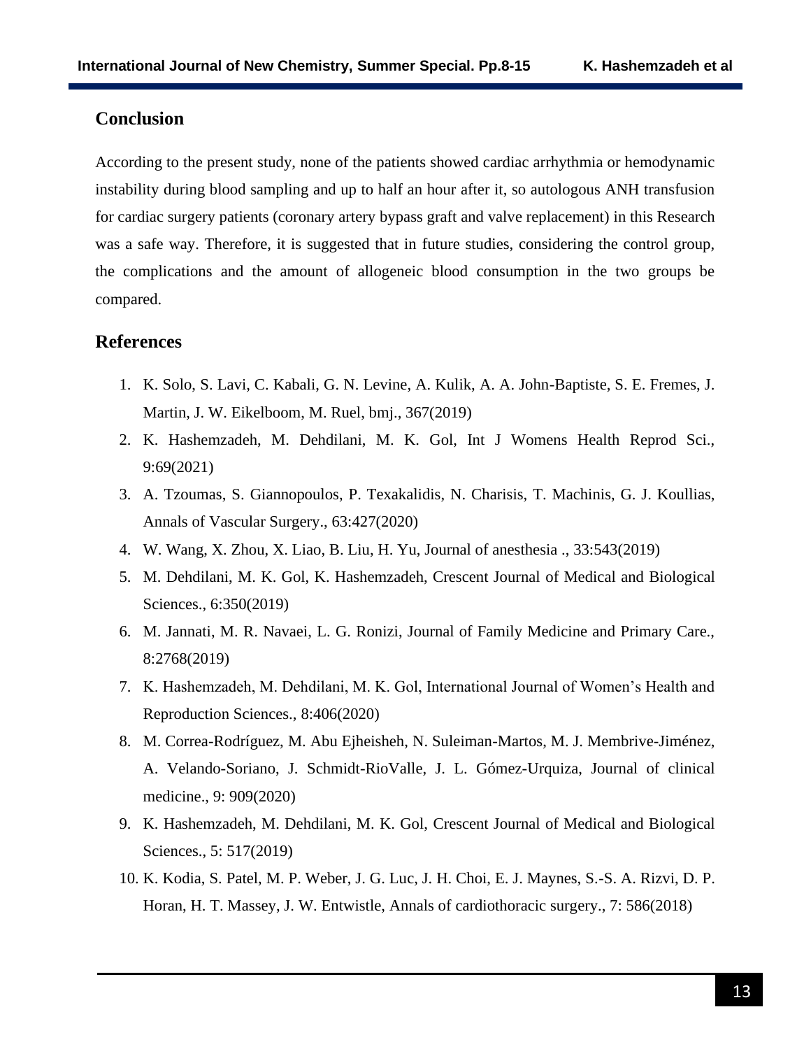## Conclusion

According to the present study, none of the patients showed cardiac arrhythmia or hemodynamic instability during blood sampling and up to half an hour after it, so autologous ANH transfusion for cardiac surgery patients (coronary artery bypass graft and valve replacement) in this Research was a safe way. Therefore, it is suggested that in future studies, considering the control group, the complications and the amount of allogeneic blood consumption in the two groups be compared.

## References

1. K. Solo, S. Lavi, C. Kabali, G. N. Levine, A. Kulik, A. A. John-Baptiste, S. E. Fremes, J. Martin, J. W. Eikelboom, M. Ruel, bmj., 367(2019)
2. K. Hashemzadeh, M. Dehdilani, M. K. Gol, Int J Womens Health Reprod Sci., 9:69(2021)
3. A. Tzoumas, S. Giannopoulos, P. Texakalidis, N. Charisis, T. Machinis, G. J. Koullias, Annals of Vascular Surgery., 63:427(2020)
4. W. Wang, X. Zhou, X. Liao, B. Liu, H. Yu, Journal of anesthesia ., 33:543(2019)
5. M. Dehdilani, M. K. Gol, K. Hashemzadeh, Crescent Journal of Medical and Biological Sciences., 6:350(2019)
6. M. Jannati, M. R. Navaei, L. G. Ronizi, Journal of Family Medicine and Primary Care., 8:2768(2019)
7. K. Hashemzadeh, M. Dehdilani, M. K. Gol, International Journal of Women's Health and Reproduction Sciences., 8:406(2020)
8. M. Correa-Rodríguez, M. Abu Ejheisheh, N. Suleiman-Martos, M. J. Membrive-Jiménez, A. Velando-Soriano, J. Schmidt-RioValle, J. L. Gómez-Urquiza, Journal of clinical medicine., 9: 909(2020)
9. K. Hashemzadeh, M. Dehdilani, M. K. Gol, Crescent Journal of Medical and Biological Sciences., 5: 517(2019)
10. K. Kodia, S. Patel, M. P. Weber, J. G. Luc, J. H. Choi, E. J. Maynes, S.-S. A. Rizvi, D. P. Horan, H. T. Massey, J. W. Entwistle, Annals of cardiothoracic surgery., 7: 586(2018)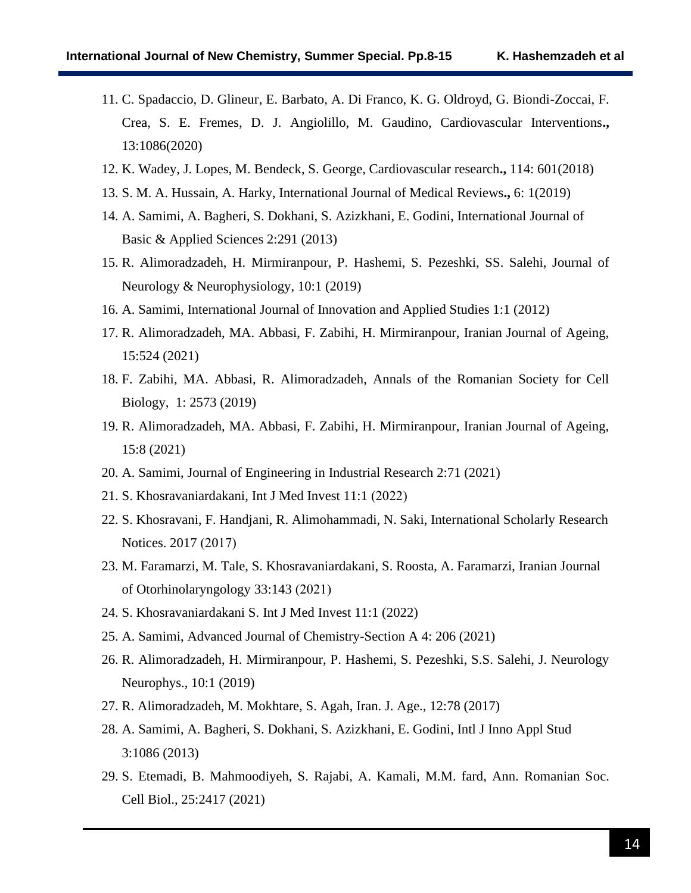11. C. Spadaccio, D. Glineur, E. Barbato, A. Di Franco, K. G. Oldroyd, G. Biondi-Zoccai, F. Crea, S. E. Fremes, D. J. Angiolillo, M. Gaudino, Cardiovascular Interventions**.,** 13:1086(2020)
12. K. Wadey, J. Lopes, M. Bendeck, S. George, Cardiovascular research**.,** 114: 601(2018)
13. S. M. A. Hussain, A. Harky, International Journal of Medical Reviews**.,** 6: 1(2019)
14. A. Samimi, A. Bagheri, S. Dokhani, S. Azizkhani, E. Godini, International Journal of Basic & Applied Sciences 2:291 (2013)
15. R. Alimoradzadeh, H. Mirmiranpour, P. Hashemi, S. Pezeshki, SS. Salehi, Journal of Neurology & Neurophysiology, 10:1 (2019)
16. A. Samimi, International Journal of Innovation and Applied Studies 1:1 (2012)
17. R. Alimoradzadeh, MA. Abbasi, F. Zabihi, H. Mirmiranpour, Iranian Journal of Ageing, 15:524 (2021)
18. F. Zabihi, MA. Abbasi, R. Alimoradzadeh, Annals of the Romanian Society for Cell Biology, 1: 2573 (2019)
19. R. Alimoradzadeh, MA. Abbasi, F. Zabihi, H. Mirmiranpour, Iranian Journal of Ageing, 15:8 (2021)
20. A. Samimi, Journal of Engineering in Industrial Research 2:71 (2021)
21. S. Khosravaniardakani, Int J Med Invest 11:1 (2022)
22. S. Khosravani, F. Handjani, R. Alimohammadi, N. Saki, International Scholarly Research Notices. 2017 (2017)
23. M. Faramarzi, M. Tale, S. Khosravaniardakani, S. Roosta, A. Faramarzi, Iranian Journal of Otorhinolaryngology 33:143 (2021)
24. S. Khosravaniardakani S. Int J Med Invest 11:1 (2022)
25. A. Samimi, Advanced Journal of Chemistry-Section A 4: 206 (2021)
26. R. Alimoradzadeh, H. Mirmiranpour, P. Hashemi, S. Pezeshki, S.S. Salehi, J. Neurology Neurophys., 10:1 (2019)
27. R. Alimoradzadeh, M. Mokhtare, S. Agah, Iran. J. Age., 12:78 (2017)
28. A. Samimi, A. Bagheri, S. Dokhani, S. Azizkhani, E. Godini, Intl J Inno Appl Stud 3:1086 (2013)
29. S. Etemadi, B. Mahmoodiyeh, S. Rajabi, A. Kamali, M.M. fard, Ann. Romanian Soc. Cell Biol., 25:2417 (2021)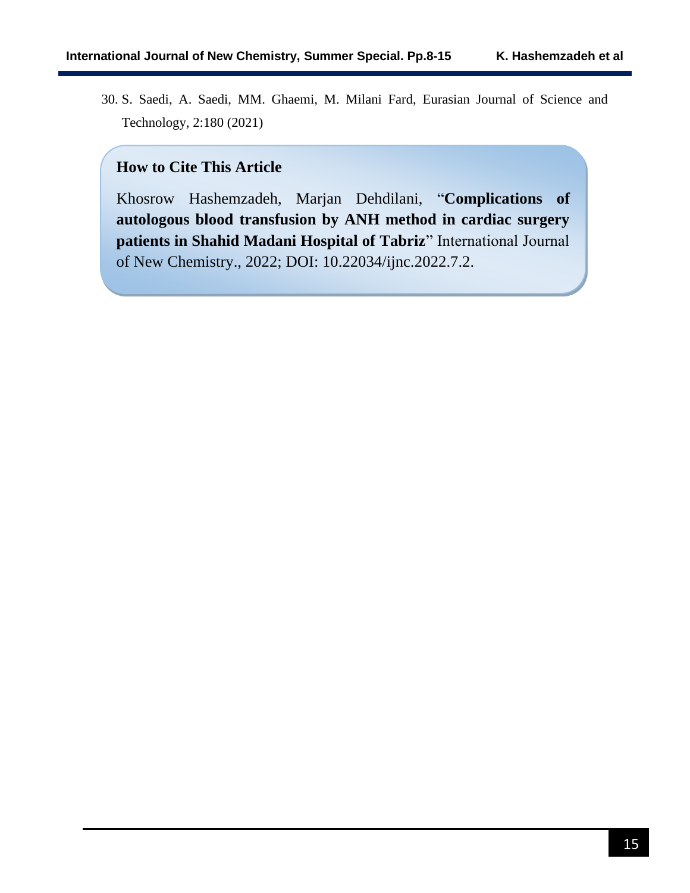30. S. Saedi, A. Saedi, MM. Ghaemi, M. Milani Fard, Eurasian Journal of Science and Technology, 2:180 (2021)

### How to Cite This Article

Khosrow Hashemzadeh, Marjan Dehdilani, "**Complications of autologous blood transfusion by ANH method in cardiac surgery patients in Shahid Madani Hospital of Tabriz**" International Journal of New Chemistry., 2022; DOI: 10.22034/ijnc.2022.7.2.